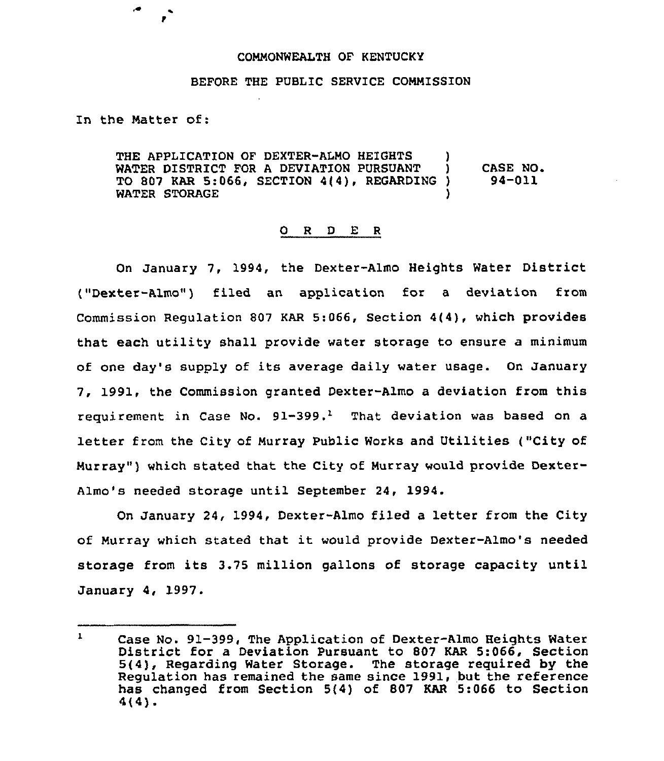COMMONWEALTH OF KENTUCKY

BEFORE THE PUBLIC SERVICE COMMISSION

In the Matter of:

THE APPLICATION OF DEXTER-ALMO HEIGHTS WATER DISTRICT FOR A DEVIATION PURSUANT TO 807 KAR 5:066, SECTION 4(4), REGARDING WATER STORAGE ) CASE NO. 94-011

O R D E R

On January 7, 1994, the Dexter-Almo Heights Water District ("Dexter-Almo") filed an application for a deviation from Commission Regulation 807 KAR 5:066, Section 4(4), which provides that each utility shall provide water storage to ensure a minimum of one day's supply of its average daily water usage. On January 7, 1991, the Commission granted Dexter-Almo a deviation from this requirement in Case No. 91-399.[1] That deviation was based on a letter from the City of Murray Public Works and Utilities ("City of Murray") which stated that the City of Murray would provide Dexter-Almo's needed storage until September 24, 1994.

On January 24, 1994, Dexter-Almo filed a letter from the City of Murray which stated that it would provide Dexter-Almo's needed storage from its 3.75 million gallons of storage capacity until January 4, 1997.

---

[1] Case No. 91-399, The Application of Dexter-Almo Heights Water District for a Deviation Pursuant to 807 KAR 5:066, Section 5(4), Regarding Water Storage. The storage required by the Regulation has remained the same since 1991, but the reference has changed from Section 5(4) of 807 KAR 5:066 to Section 4(4).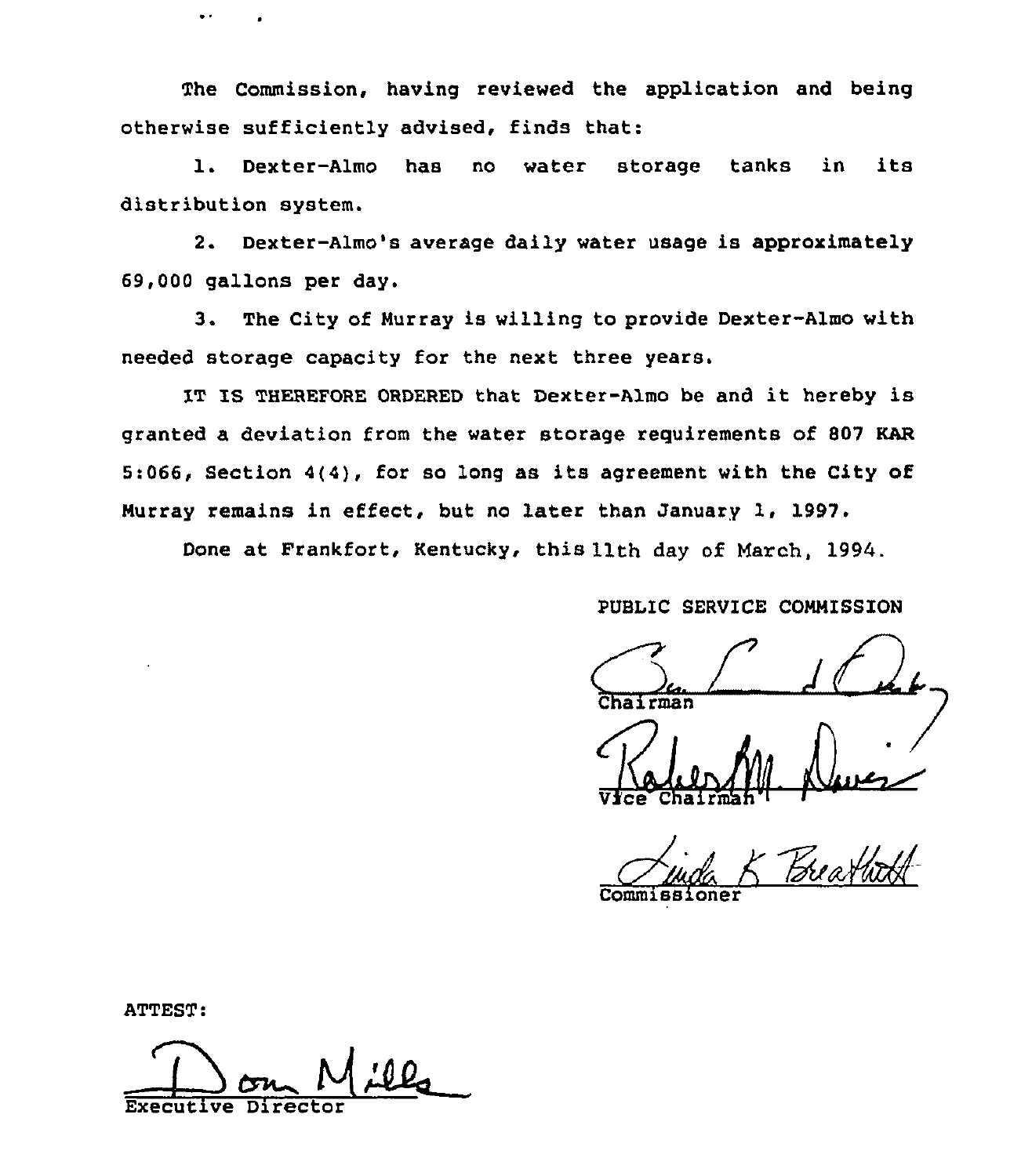The Commission, having reviewed the application and being otherwise sufficiently advised, finds that:

1. Dexter-Almo has no water storage tanks in its distribution system.

2. Dexter-Almo's average daily water usage is approximately 69,000 gallons per day.

3. The City of Murray is willing to provide Dexter-Almo with needed storage capacity for the next three years.

IT IS THEREFORE ORDERED that Dexter-Almo be and it hereby is granted a deviation from the water storage requirements of 807 KAR 5:066, Section 4(4), for so long as its agreement with the City of Murray remains in effect, but no later than January 1, 1997.

Done at Frankfort, Kentucky, this 11th day of March, 1994.

PUBLIC SERVICE COMMISSION

Chairman

Vice Chairman

Commissioner

ATTEST:

Executive Director